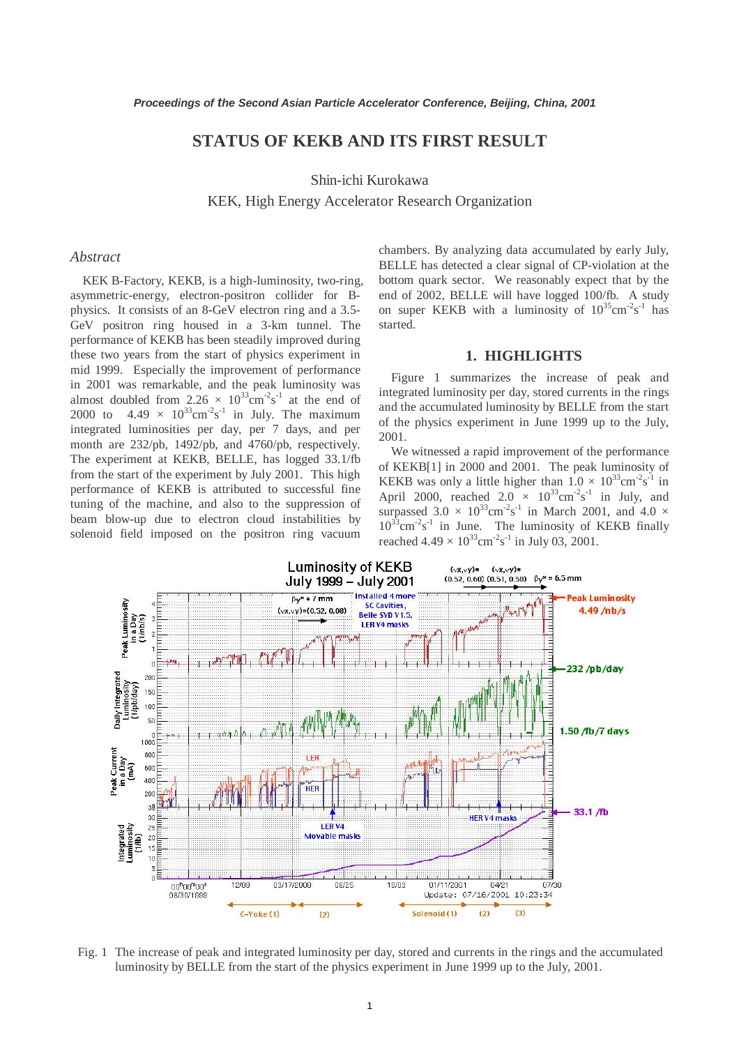# STATUS OF KEKB AND ITS FIRST RESULT

Shin-ichi Kurokawa

KEK, High Energy Accelerator Research Organization

## *Abstract*

KEK B-Factory, KEKB, is a high-luminosity, two-ring, asymmetric-energy, electron-positron collider for B-physics. It consists of an 8-GeV electron ring and a 3.5-GeV positron ring housed in a 3-km tunnel. The performance of KEKB has been steadily improved during these two years from the start of physics experiment in mid 1999. Especially the improvement of performance in 2001 was remarkable, and the peak luminosity was almost doubled from $2.26 \times 10^{33} cm^{-2}s^{-1}$ at the end of 2000 to $4.49 \times 10^{33} cm^{-2}s^{-1}$ in July. The maximum integrated luminosities per day, per 7 days, and per month are 232/pb, 1492/pb, and 4760/pb, respectively. The experiment at KEKB, BELLE, has logged 33.1/fb from the start of the experiment by July 2001. This high performance of KEKB is attributed to successful fine tuning of the machine, and also to the suppression of beam blow-up due to electron cloud instabilities by solenoid field imposed on the positron ring vacuum chambers. By analyzing data accumulated by early July, BELLE has detected a clear signal of CP-violation at the bottom quark sector. We reasonably expect that by the end of 2002, BELLE will have logged 100/fb. A study on super KEKB with a luminosity of $10^{35} cm^{-2}s^{-1}$ has started.

## 1. HIGHLIGHTS

Figure 1 summarizes the increase of peak and integrated luminosity per day, stored currents in the rings and the accumulated luminosity by BELLE from the start of the physics experiment in June 1999 up to the July, 2001.

We witnessed a rapid improvement of the performance of KEKB[1] in 2000 and 2001. The peak luminosity of KEKB was only a little higher than $1.0 \times 10^{33} cm^{-2}s^{-1}$ in April 2000, reached $2.0 \times 10^{33} cm^{-2}s^{-1}$ in July, and surpassed $3.0 \times 10^{33} cm^{-2}s^{-1}$ in March 2001, and $4.0 \times 10^{33} cm^{-2}s^{-1}$ in June. The luminosity of KEKB finally reached $4.49 \times 10^{33} cm^{-2}s^{-1}$ in July 03, 2001.

Fig. 1 The increase of peak and integrated luminosity per day, stored and currents in the rings and the accumulated luminosity by BELLE from the start of the physics experiment in June 1999 up to the July, 2001.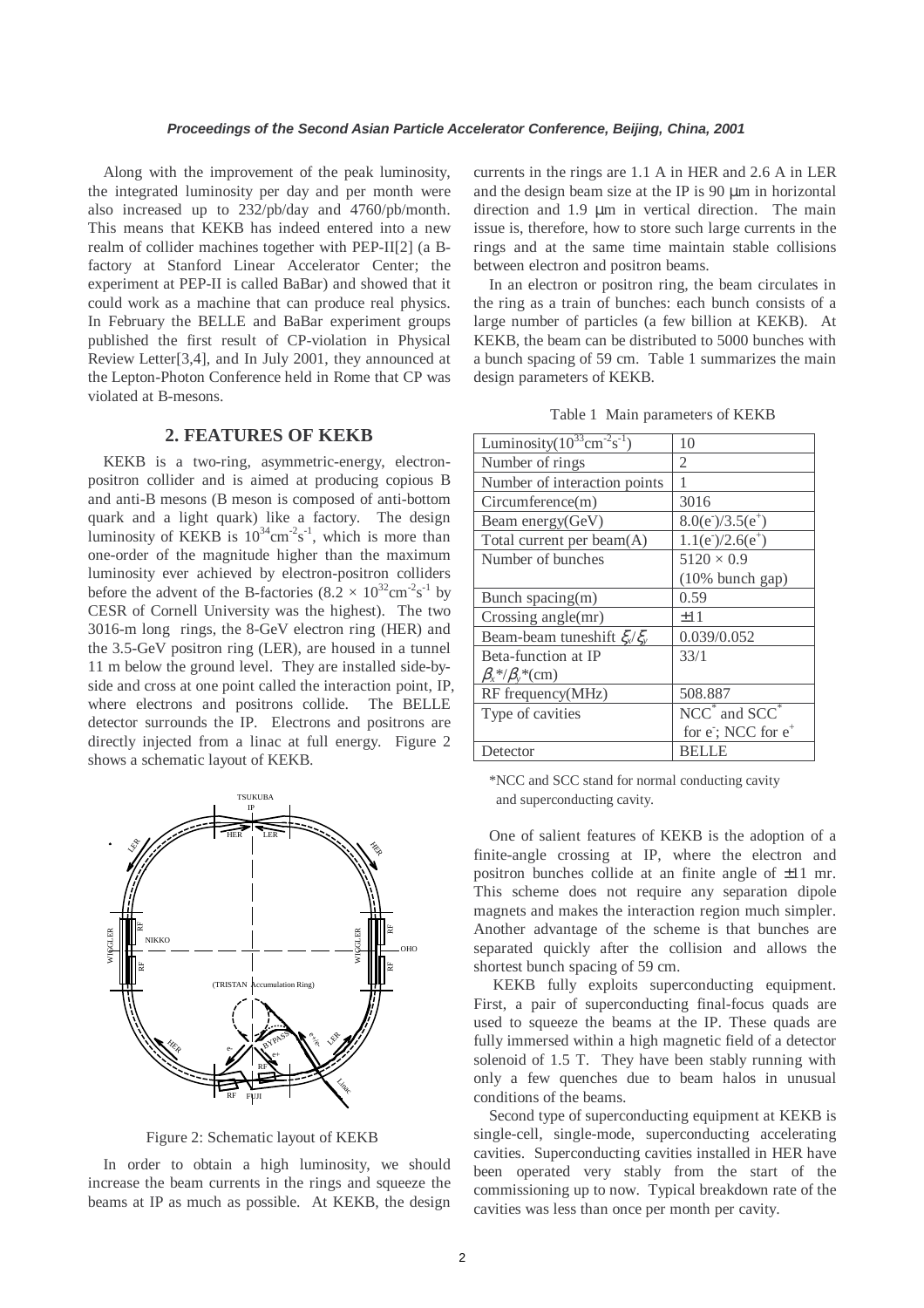Along with the improvement of the peak luminosity, the integrated luminosity per day and per month were also increased up to 232/pb/day and 4760/pb/month. This means that KEKB has indeed entered into a new realm of collider machines together with PEP-II[2] (a B-factory at Stanford Linear Accelerator Center; the experiment at PEP-II is called BaBar) and showed that it could work as a machine that can produce real physics. In February the BELLE and BaBar experiment groups published the first result of CP-violation in Physical Review Letter[3,4], and In July 2001, they announced at the Lepton-Photon Conference held in Rome that CP was violated at B-mesons.

## 2. FEATURES OF KEKB

KEKB is a two-ring, asymmetric-energy, electron-positron collider and is aimed at producing copious B and anti-B mesons (B meson is composed of anti-bottom quark and a light quark) like a factory. The design luminosity of KEKB is $10^{34}$cm$^{-2}$s$^{-1}$, which is more than one-order of the magnitude higher than the maximum luminosity ever achieved by electron-positron colliders before the advent of the B-factories ($8.2 \times 10^{32}$cm$^{-2}$s$^{-1}$ by CESR of Cornell University was the highest). The two 3016-m long rings, the 8-GeV electron ring (HER) and the 3.5-GeV positron ring (LER), are housed in a tunnel 11 m below the ground level. They are installed side-by-side and cross at one point called the interaction point, IP, where electrons and positrons collide. The BELLE detector surrounds the IP. Electrons and positrons are directly injected from a linac at full energy. Figure 2 shows a schematic layout of KEKB.

Figure 2: Schematic layout of KEKB

In order to obtain a high luminosity, we should increase the beam currents in the rings and squeeze the beams at IP as much as possible. At KEKB, the design currents in the rings are 1.1 A in HER and 2.6 A in LER and the design beam size at the IP is 90 μm in horizontal direction and 1.9 μm in vertical direction. The main issue is, therefore, how to store such large currents in the rings and at the same time maintain stable collisions between electron and positron beams.

In an electron or positron ring, the beam circulates in the ring as a train of bunches: each bunch consists of a large number of particles (a few billion at KEKB). At KEKB, the beam can be distributed to 5000 bunches with a bunch spacing of 59 cm. Table 1 summarizes the main design parameters of KEKB.

Table 1 Main parameters of KEKB

| | |
|---|---|
| Luminosity($10^{33}$cm$^{-2}$s$^{-1}$) | 10 |
| Number of rings | 2 |
| Number of interaction points | 1 |
| Circumference(m) | 3016 |
| Beam energy(GeV) | 8.0($e^-$)/3.5($e^+$) |
| Total current per beam(A) | 1.1($e^-$)/2.6($e^+$) |
| Number of bunches | $5120 \times 0.9$ (10% bunch gap) |
| Bunch spacing(m) | 0.59 |
| Crossing angle(mr) | ±11 |
| Beam-beam tuneshift $\xi_x/\xi_y$ | 0.039/0.052 |
| Beta-function at IP $\beta_x^*/\beta_y^*$(cm) | 33/1 |
| RF frequency(MHz) | 508.887 |
| Type of cavities | NCC* and SCC* for $e^-$; NCC for $e^+$ |
| Detector | BELLE |

*NCC and SCC stand for normal conducting cavity and superconducting cavity.

One of salient features of KEKB is the adoption of a finite-angle crossing at IP, where the electron and positron bunches collide at an finite angle of ±11 mr. This scheme does not require any separation dipole magnets and makes the interaction region much simpler. Another advantage of the scheme is that bunches are separated quickly after the collision and allows the shortest bunch spacing of 59 cm.

KEKB fully exploits superconducting equipment. First, a pair of superconducting final-focus quads are used to squeeze the beams at the IP. These quads are fully immersed within a high magnetic field of a detector solenoid of 1.5 T. They have been stably running with only a few quenches due to beam halos in unusual conditions of the beams.

Second type of superconducting equipment at KEKB is single-cell, single-mode, superconducting accelerating cavities. Superconducting cavities installed in HER have been operated very stably from the start of the commissioning up to now. Typical breakdown rate of the cavities was less than once per month per cavity.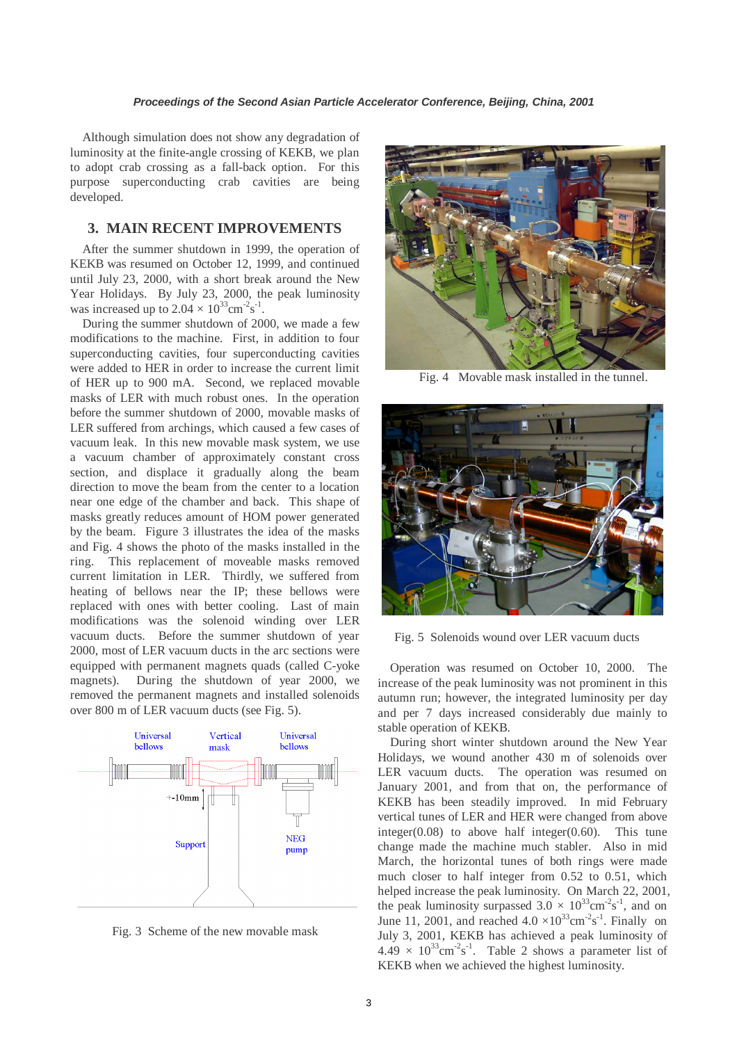Although simulation does not show any degradation of luminosity at the finite-angle crossing of KEKB, we plan to adopt crab crossing as a fall-back option. For this purpose superconducting crab cavities are being developed.

## 3. MAIN RECENT IMPROVEMENTS

After the summer shutdown in 1999, the operation of KEKB was resumed on October 12, 1999, and continued until July 23, 2000, with a short break around the New Year Holidays. By July 23, 2000, the peak luminosity was increased up to $2.04 \times 10^{33}\mathrm{cm}^{-2}\mathrm{s}^{-1}$.

During the summer shutdown of 2000, we made a few modifications to the machine. First, in addition to four superconducting cavities, four superconducting cavities were added to HER in order to increase the current limit of HER up to 900 mA. Second, we replaced movable masks of LER with much robust ones. In the operation before the summer shutdown of 2000, movable masks of LER suffered from archings, which caused a few cases of vacuum leak. In this new movable mask system, we use a vacuum chamber of approximately constant cross section, and displace it gradually along the beam direction to move the beam from the center to a location near one edge of the chamber and back. This shape of masks greatly reduces amount of HOM power generated by the beam. Figure 3 illustrates the idea of the masks and Fig. 4 shows the photo of the masks installed in the ring. This replacement of moveable masks removed current limitation in LER. Thirdly, we suffered from heating of bellows near the IP; these bellows were replaced with ones with better cooling. Last of main modifications was the solenoid winding over LER vacuum ducts. Before the summer shutdown of year 2000, most of LER vacuum ducts in the arc sections were equipped with permanent magnets quads (called C-yoke magnets). During the shutdown of year 2000, we removed the permanent magnets and installed solenoids over 800 m of LER vacuum ducts (see Fig. 5).

Universal bellows, Vertical mask, Universal bellows, +-10mm, Support, NEG pump

Fig. 3 Scheme of the new movable mask

Fig. 4 Movable mask installed in the tunnel.

Fig. 5 Solenoids wound over LER vacuum ducts

Operation was resumed on October 10, 2000. The increase of the peak luminosity was not prominent in this autumn run; however, the integrated luminosity per day and per 7 days increased considerably due mainly to stable operation of KEKB.

During short winter shutdown around the New Year Holidays, we wound another 430 m of solenoids over LER vacuum ducts. The operation was resumed on January 2001, and from that on, the performance of KEKB has been steadily improved. In mid February vertical tunes of LER and HER were changed from above integer(0.08) to above half integer(0.60). This tune change made the machine much stabler. Also in mid March, the horizontal tunes of both rings were made much closer to half integer from 0.52 to 0.51, which helped increase the peak luminosity. On March 22, 2001, the peak luminosity surpassed $3.0 \times 10^{33}\mathrm{cm}^{-2}\mathrm{s}^{-1}$, and on June 11, 2001, and reached $4.0 \times 10^{33}\mathrm{cm}^{-2}\mathrm{s}^{-1}$. Finally on July 3, 2001, KEKB has achieved a peak luminosity of $4.49 \times 10^{33}\mathrm{cm}^{-2}\mathrm{s}^{-1}$. Table 2 shows a parameter list of KEKB when we achieved the highest luminosity.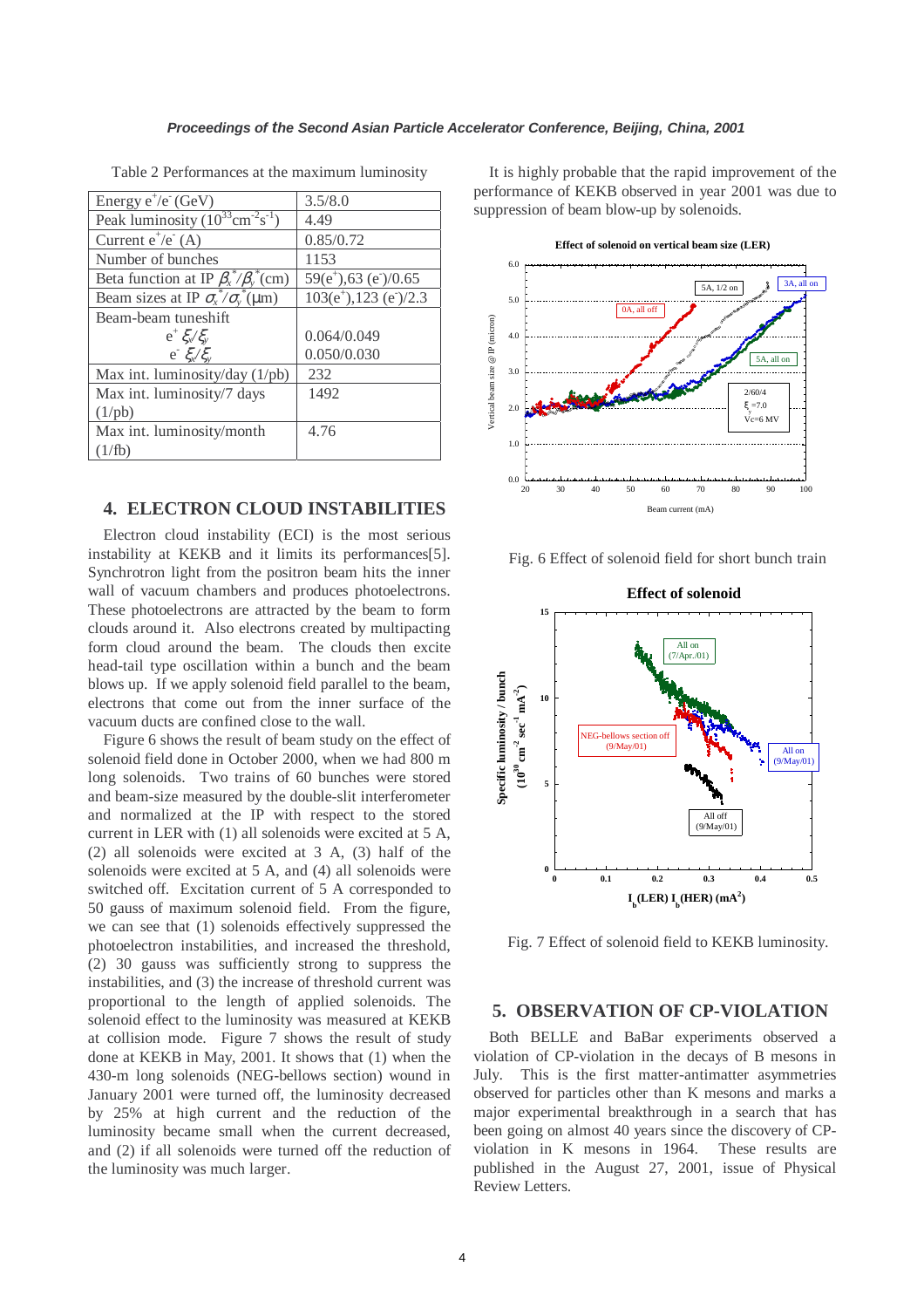Table 2 Performances at the maximum luminosity

| Energy $e^+/e^-$ (GeV) | 3.5/8.0 |
|---|---|
| Peak luminosity ($10^{33}cm^{-2}s^{-1}$) | 4.49 |
| Current $e^+/e^-$ (A) | 0.85/0.72 |
| Number of bunches | 1153 |
| Beta function at IP $\beta_x^*/\beta_y^*$(cm) | 59($e^+$),63 ($e^-$)/0.65 |
| Beam sizes at IP $\sigma_x^*/\sigma_y^*$(μm) | 103($e^+$),123 ($e^-$)/2.3 |
| Beam-beam tuneshift $e^+$ $\xi_x/\xi_y$ $e^-$ $\xi_x/\xi_y$ | 0.064/0.049 0.050/0.030 |
| Max int. luminosity/day (1/pb) | 232 |
| Max int. luminosity/7 days (1/pb) | 1492 |
| Max int. luminosity/month (1/fb) | 4.76 |

## 4. ELECTRON CLOUD INSTABILITIES

Electron cloud instability (ECI) is the most serious instability at KEKB and it limits its performances[5]. Synchrotron light from the positron beam hits the inner wall of vacuum chambers and produces photoelectrons. These photoelectrons are attracted by the beam to form clouds around it. Also electrons created by multipacting form cloud around the beam. The clouds then excite head-tail type oscillation within a bunch and the beam blows up. If we apply solenoid field parallel to the beam, electrons that come out from the inner surface of the vacuum ducts are confined close to the wall.

Figure 6 shows the result of beam study on the effect of solenoid field done in October 2000, when we had 800 m long solenoids. Two trains of 60 bunches were stored and beam-size measured by the double-slit interferometer and normalized at the IP with respect to the stored current in LER with (1) all solenoids were excited at 5 A, (2) all solenoids were excited at 3 A, (3) half of the solenoids were excited at 5 A, and (4) all solenoids were switched off. Excitation current of 5 A corresponded to 50 gauss of maximum solenoid field. From the figure, we can see that (1) solenoids effectively suppressed the photoelectron instabilities, and increased the threshold, (2) 30 gauss was sufficiently strong to suppress the instabilities, and (3) the increase of threshold current was proportional to the length of applied solenoids. The solenoid effect to the luminosity was measured at KEKB at collision mode. Figure 7 shows the result of study done at KEKB in May, 2001. It shows that (1) when the 430-m long solenoids (NEG-bellows section) wound in January 2001 were turned off, the luminosity decreased by 25% at high current and the reduction of the luminosity became small when the current decreased, and (2) if all solenoids were turned off the reduction of the luminosity was much larger.

It is highly probable that the rapid improvement of the performance of KEKB observed in year 2001 was due to suppression of beam blow-up by solenoids.

Fig. 6 Effect of solenoid field for short bunch train

Fig. 7 Effect of solenoid field to KEKB luminosity.

## 5. OBSERVATION OF CP-VIOLATION

Both BELLE and BaBar experiments observed a violation of CP-violation in the decays of B mesons in July. This is the first matter-antimatter asymmetries observed for particles other than K mesons and marks a major experimental breakthrough in a search that has been going on almost 40 years since the discovery of CP-violation in K mesons in 1964. These results are published in the August 27, 2001, issue of Physical Review Letters.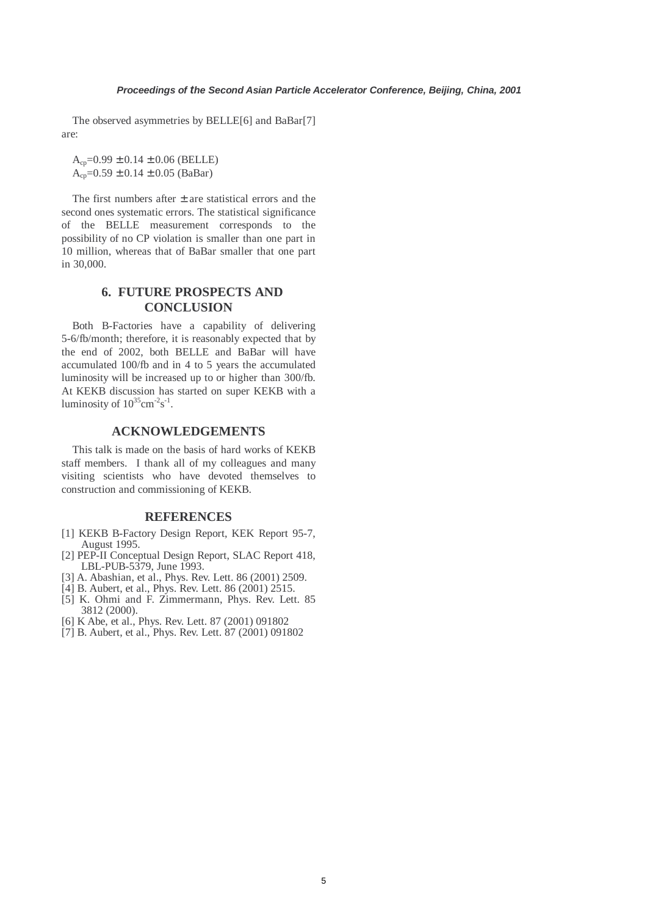The observed asymmetries by BELLE[6] and BaBar[7] are:

$A_{cp}$=0.99 ± 0.14 ± 0.06 (BELLE)
$A_{cp}$=0.59 ± 0.14 ± 0.05 (BaBar)

The first numbers after ± are statistical errors and the second ones systematic errors. The statistical significance of the BELLE measurement corresponds to the possibility of no CP violation is smaller than one part in 10 million, whereas that of BaBar smaller that one part in 30,000.

## 6. FUTURE PROSPECTS AND CONCLUSION

Both B-Factories have a capability of delivering 5-6/fb/month; therefore, it is reasonably expected that by the end of 2002, both BELLE and BaBar will have accumulated 100/fb and in 4 to 5 years the accumulated luminosity will be increased up to or higher than 300/fb. At KEKB discussion has started on super KEKB with a luminosity of $10^{35}cm^{-2}s^{-1}$.

## ACKNOWLEDGEMENTS

This talk is made on the basis of hard works of KEKB staff members. I thank all of my colleagues and many visiting scientists who have devoted themselves to construction and commissioning of KEKB.

## REFERENCES

[1] KEKB B-Factory Design Report, KEK Report 95-7, August 1995.
[2] PEP-II Conceptual Design Report, SLAC Report 418, LBL-PUB-5379, June 1993.
[3] A. Abashian, et al., Phys. Rev. Lett. 86 (2001) 2509.
[4] B. Aubert, et al., Phys. Rev. Lett. 86 (2001) 2515.
[5] K. Ohmi and F. Zimmermann, Phys. Rev. Lett. 85 3812 (2000).
[6] K Abe, et al., Phys. Rev. Lett. 87 (2001) 091802
[7] B. Aubert, et al., Phys. Rev. Lett. 87 (2001) 091802